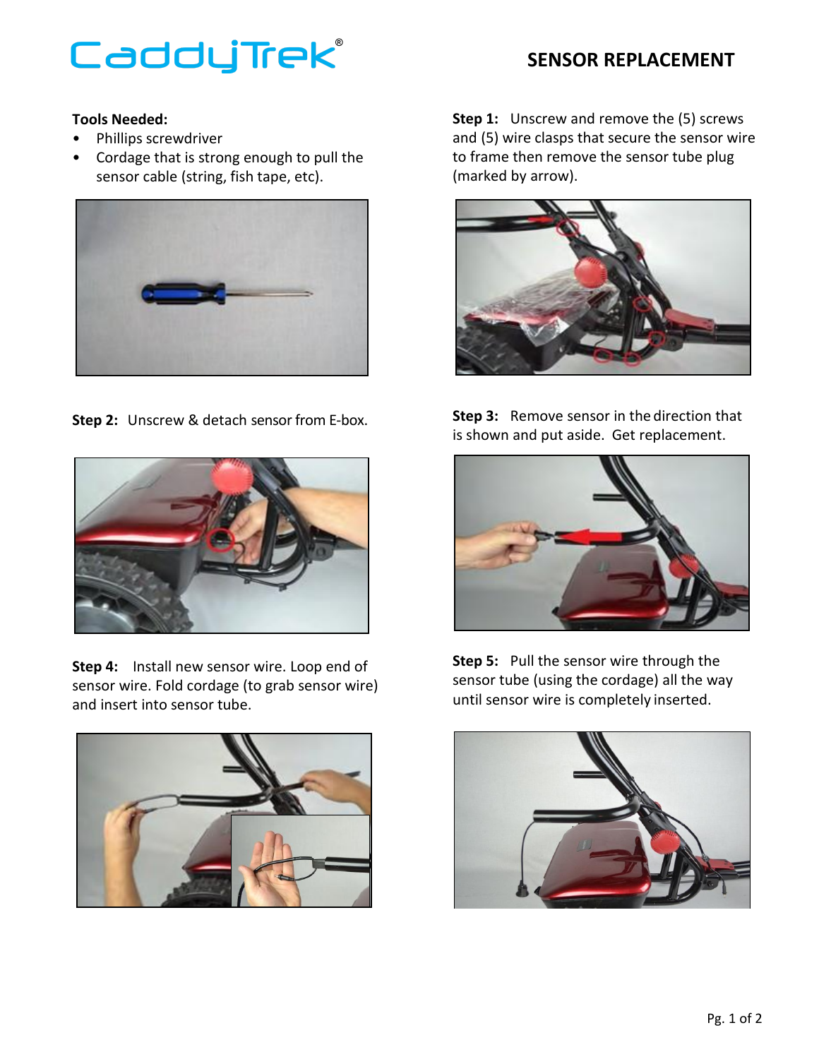CaddyTrek®

# SENSOR REPLACEMENT

**Tools Needed:**

- Phillips screwdriver
- Cordage that is strong enough to pull the sensor cable (string, fish tape, etc).

**Step 1:** Unscrew and remove the (5) screws and (5) wire clasps that secure the sensor wire to frame then remove the sensor tube plug (marked by arrow).

**Step 2:** Unscrew & detach sensor from E-box.

**Step 3:** Remove sensor in the direction that is shown and put aside. Get replacement.

**Step 4:** Install new sensor wire. Loop end of sensor wire. Fold cordage (to grab sensor wire) and insert into sensor tube.

**Step 5:** Pull the sensor wire through the sensor tube (using the cordage) all the way until sensor wire is completely inserted.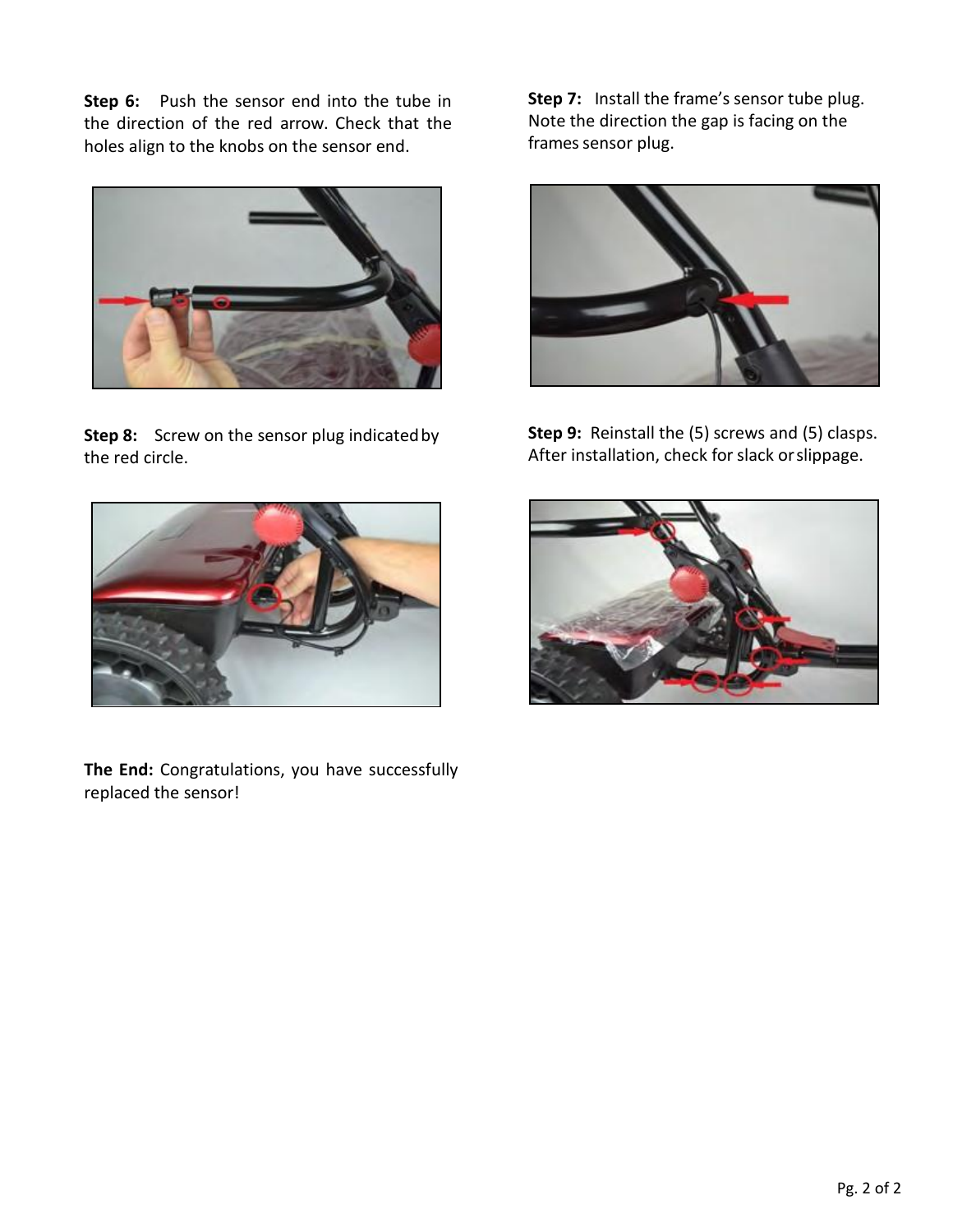**Step 6:** Push the sensor end into the tube in the direction of the red arrow. Check that the holes align to the knobs on the sensor end.

**Step 7:** Install the frame's sensor tube plug. Note the direction the gap is facing on the frames sensor plug.

**Step 8:** Screw on the sensor plug indicated by the red circle.

**Step 9:** Reinstall the (5) screws and (5) clasps. After installation, check for slack or slippage.

**The End:** Congratulations, you have successfully replaced the sensor!